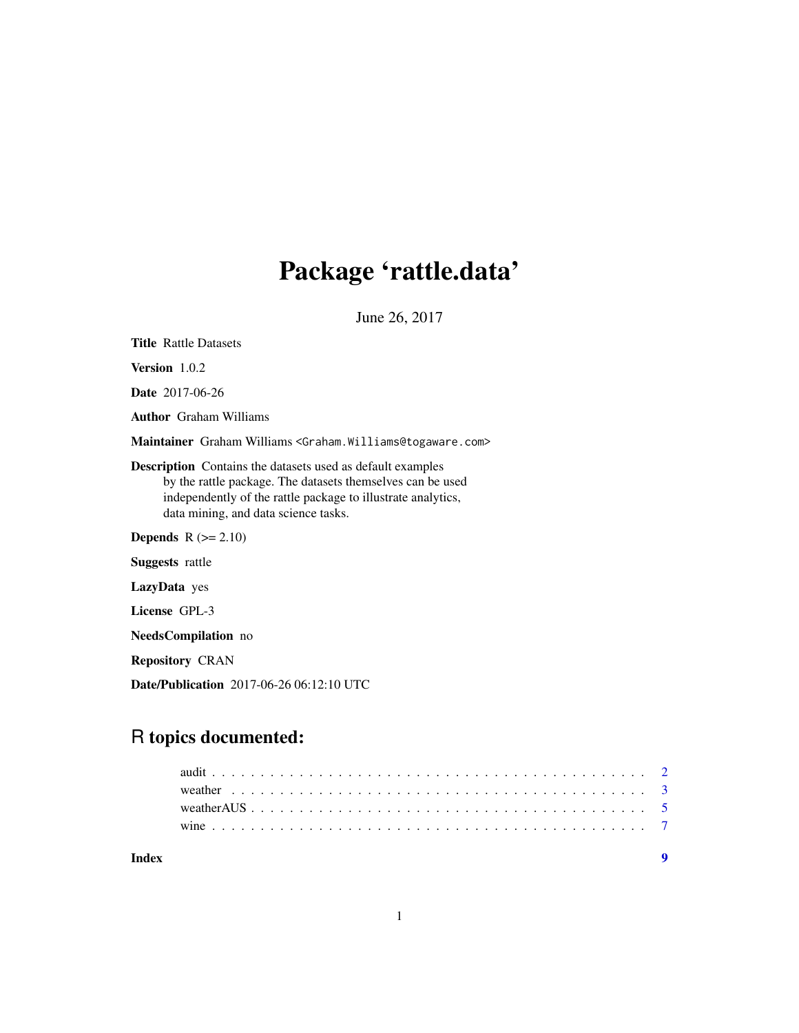# Package 'rattle.data'

June 26, 2017

**Title** Rattle Datasets

**Version** 1.0.2

**Date** 2017-06-26

**Author** Graham Williams

**Maintainer** Graham Williams <Graham.Williams@togaware.com>

**Description** Contains the datasets used as default examples by the rattle package. The datasets themselves can be used independently of the rattle package to illustrate analytics, data mining, and data science tasks.

**Depends** R (>= 2.10)

**Suggests** rattle

**LazyData** yes

**License** GPL-3

**NeedsCompilation** no

**Repository** CRAN

**Date/Publication** 2017-06-26 06:12:10 UTC

## R topics documented:

- audit . . . . . . . . . . . . . . . . . . . . . . . . . . . . . . . . . . . . . . . . . . . 2
- weather . . . . . . . . . . . . . . . . . . . . . . . . . . . . . . . . . . . . . . . . . . 3
- weatherAUS . . . . . . . . . . . . . . . . . . . . . . . . . . . . . . . . . . . . . . . . 5
- wine . . . . . . . . . . . . . . . . . . . . . . . . . . . . . . . . . . . . . . . . . . . 7

**Index** 9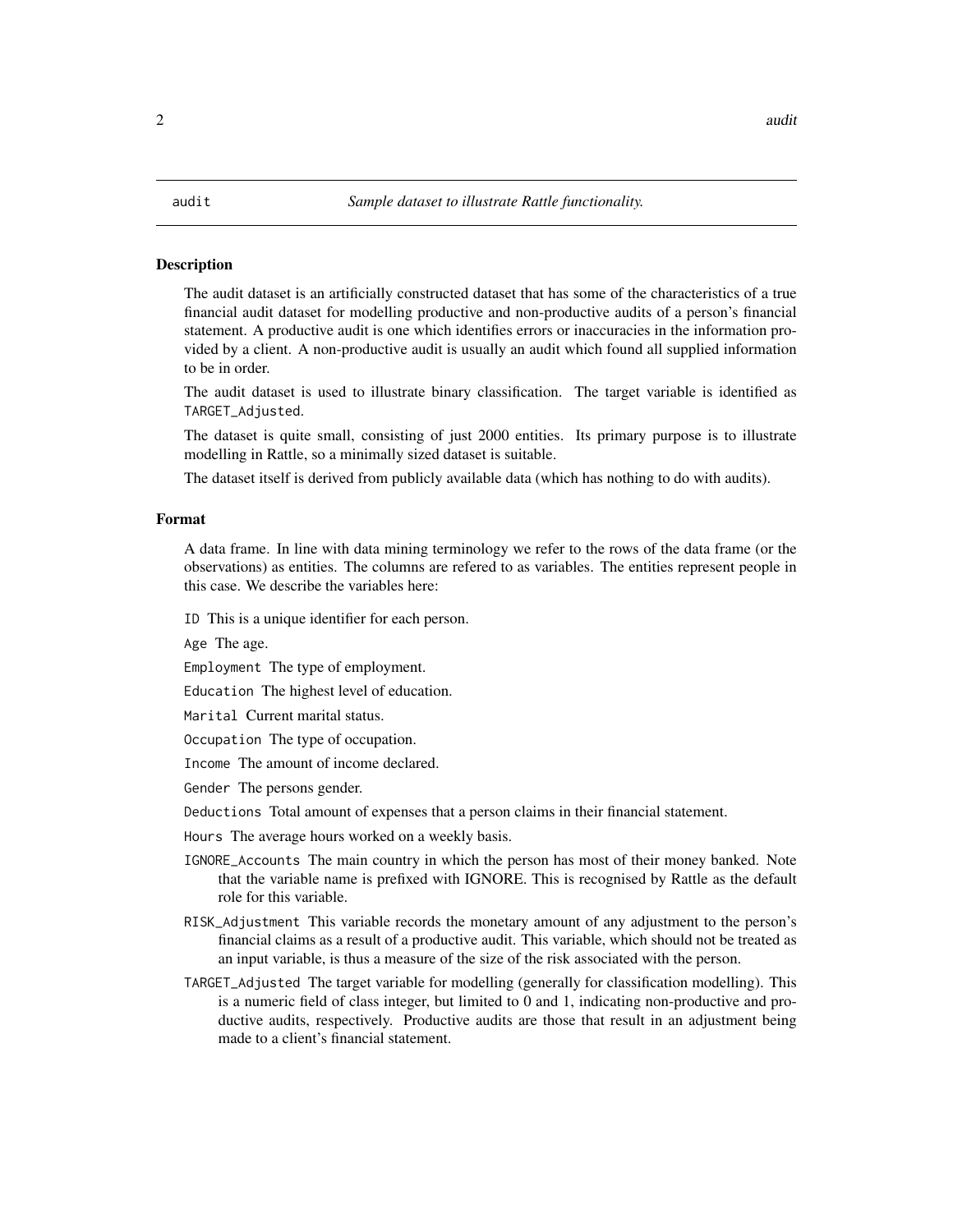# audit — *Sample dataset to illustrate Rattle functionality.*

## Description

The audit dataset is an artificially constructed dataset that has some of the characteristics of a true financial audit dataset for modelling productive and non-productive audits of a person's financial statement. A productive audit is one which identifies errors or inaccuracies in the information provided by a client. A non-productive audit is usually an audit which found all supplied information to be in order.

The audit dataset is used to illustrate binary classification. The target variable is identified as `TARGET_Adjusted`.

The dataset is quite small, consisting of just 2000 entities. Its primary purpose is to illustrate modelling in Rattle, so a minimally sized dataset is suitable.

The dataset itself is derived from publicly available data (which has nothing to do with audits).

## Format

A data frame. In line with data mining terminology we refer to the rows of the data frame (or the observations) as entities. The columns are refered to as variables. The entities represent people in this case. We describe the variables here:

- `ID` This is a unique identifier for each person.
- `Age` The age.
- `Employment` The type of employment.
- `Education` The highest level of education.
- `Marital` Current marital status.
- `Occupation` The type of occupation.
- `Income` The amount of income declared.
- `Gender` The persons gender.
- `Deductions` Total amount of expenses that a person claims in their financial statement.
- `Hours` The average hours worked on a weekly basis.
- `IGNORE_Accounts` The main country in which the person has most of their money banked. Note that the variable name is prefixed with IGNORE. This is recognised by Rattle as the default role for this variable.
- `RISK_Adjustment` This variable records the monetary amount of any adjustment to the person's financial claims as a result of a productive audit. This variable, which should not be treated as an input variable, is thus a measure of the size of the risk associated with the person.
- `TARGET_Adjusted` The target variable for modelling (generally for classification modelling). This is a numeric field of class integer, but limited to 0 and 1, indicating non-productive and productive audits, respectively. Productive audits are those that result in an adjustment being made to a client's financial statement.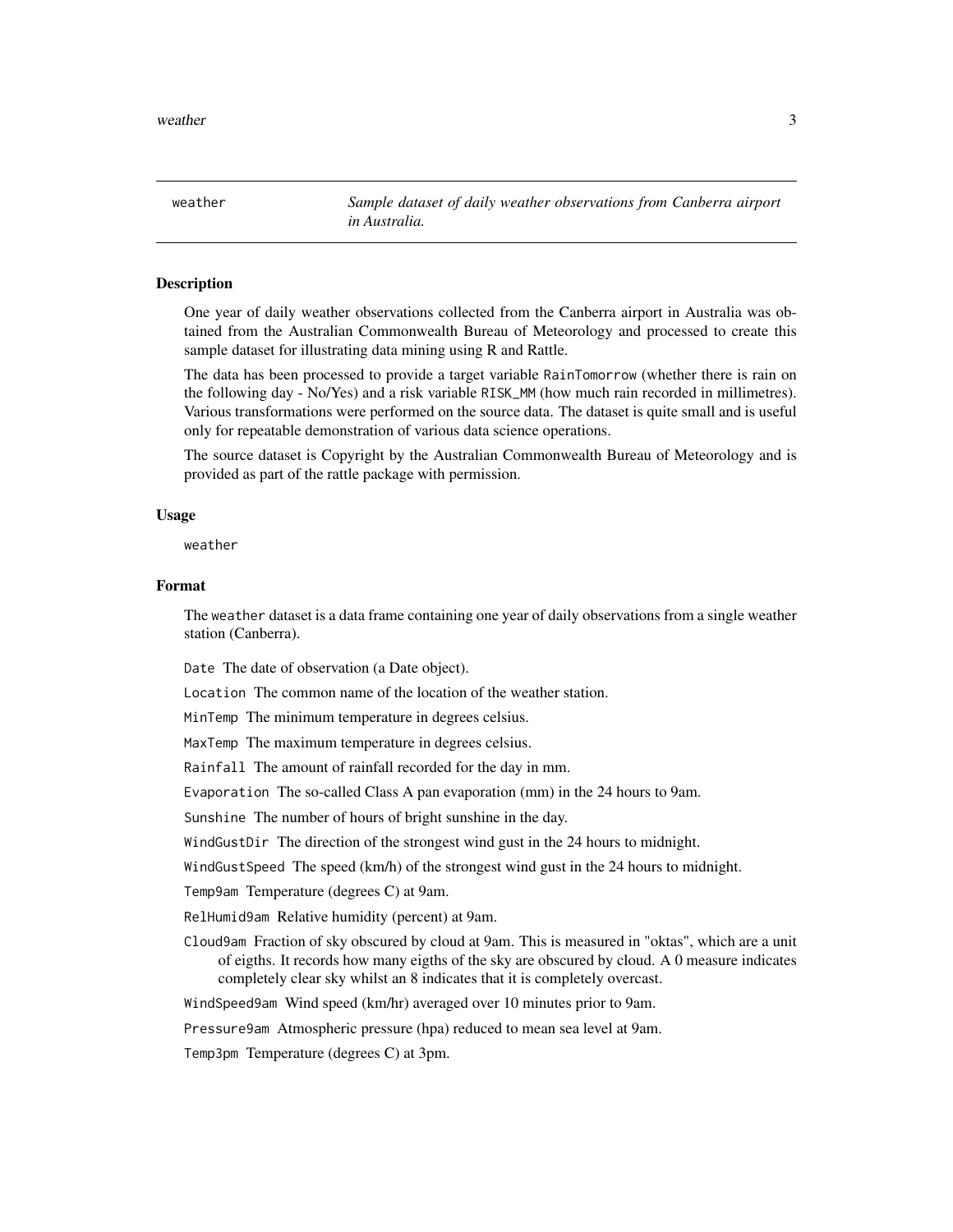`weather` *Sample dataset of daily weather observations from Canberra airport in Australia.*

## Description

One year of daily weather observations collected from the Canberra airport in Australia was obtained from the Australian Commonwealth Bureau of Meteorology and processed to create this sample dataset for illustrating data mining using R and Rattle.

The data has been processed to provide a target variable `RainTomorrow` (whether there is rain on the following day - No/Yes) and a risk variable `RISK_MM` (how much rain recorded in millimetres). Various transformations were performed on the source data. The dataset is quite small and is useful only for repeatable demonstration of various data science operations.

The source dataset is Copyright by the Australian Commonwealth Bureau of Meteorology and is provided as part of the rattle package with permission.

## Usage

```
weather
```

## Format

The `weather` dataset is a data frame containing one year of daily observations from a single weather station (Canberra).

`Date` The date of observation (a Date object).

`Location` The common name of the location of the weather station.

`MinTemp` The minimum temperature in degrees celsius.

`MaxTemp` The maximum temperature in degrees celsius.

`Rainfall` The amount of rainfall recorded for the day in mm.

`Evaporation` The so-called Class A pan evaporation (mm) in the 24 hours to 9am.

`Sunshine` The number of hours of bright sunshine in the day.

`WindGustDir` The direction of the strongest wind gust in the 24 hours to midnight.

`WindGustSpeed` The speed (km/h) of the strongest wind gust in the 24 hours to midnight.

`Temp9am` Temperature (degrees C) at 9am.

`RelHumid9am` Relative humidity (percent) at 9am.

`Cloud9am` Fraction of sky obscured by cloud at 9am. This is measured in "oktas", which are a unit of eigths. It records how many eigths of the sky are obscured by cloud. A 0 measure indicates completely clear sky whilst an 8 indicates that it is completely overcast.

`WindSpeed9am` Wind speed (km/hr) averaged over 10 minutes prior to 9am.

`Pressure9am` Atmospheric pressure (hpa) reduced to mean sea level at 9am.

`Temp3pm` Temperature (degrees C) at 3pm.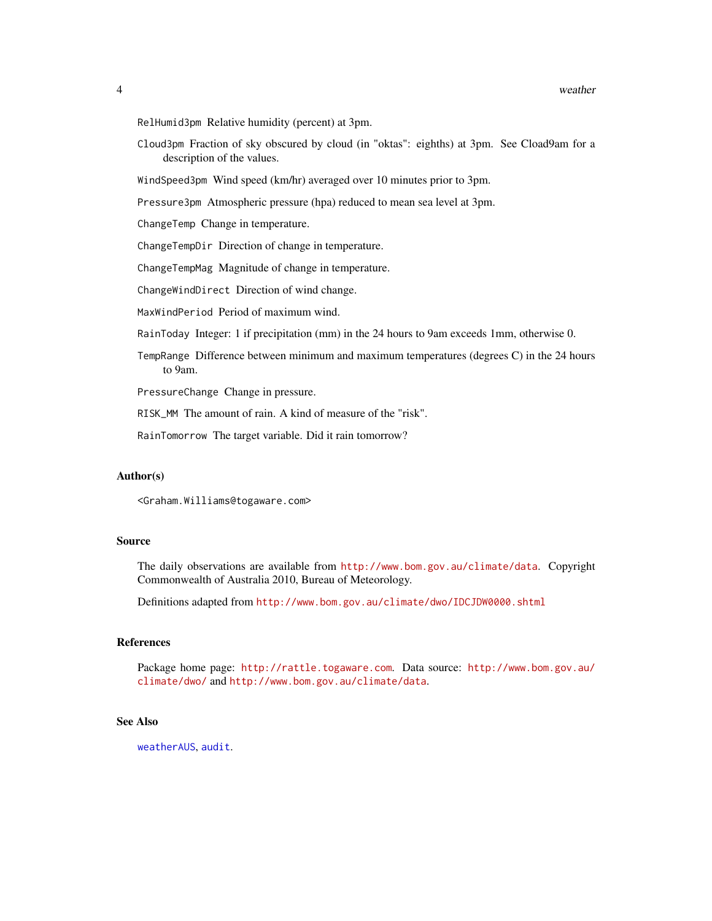`RelHumid3pm` Relative humidity (percent) at 3pm.

`Cloud3pm` Fraction of sky obscured by cloud (in "oktas": eighths) at 3pm. See Cload9am for a description of the values.

`WindSpeed3pm` Wind speed (km/hr) averaged over 10 minutes prior to 3pm.

`Pressure3pm` Atmospheric pressure (hpa) reduced to mean sea level at 3pm.

`ChangeTemp` Change in temperature.

`ChangeTempDir` Direction of change in temperature.

`ChangeTempMag` Magnitude of change in temperature.

`ChangeWindDirect` Direction of wind change.

`MaxWindPeriod` Period of maximum wind.

`RainToday` Integer: 1 if precipitation (mm) in the 24 hours to 9am exceeds 1mm, otherwise 0.

`TempRange` Difference between minimum and maximum temperatures (degrees C) in the 24 hours to 9am.

`PressureChange` Change in pressure.

`RISK_MM` The amount of rain. A kind of measure of the "risk".

`RainTomorrow` The target variable. Did it rain tomorrow?

## Author(s)

<Graham.Williams@togaware.com>

## Source

The daily observations are available from http://www.bom.gov.au/climate/data. Copyright Commonwealth of Australia 2010, Bureau of Meteorology.

Definitions adapted from http://www.bom.gov.au/climate/dwo/IDCJDW0000.shtml

## References

Package home page: http://rattle.togaware.com. Data source: http://www.bom.gov.au/climate/dwo/ and http://www.bom.gov.au/climate/data.

## See Also

weatherAUS, audit.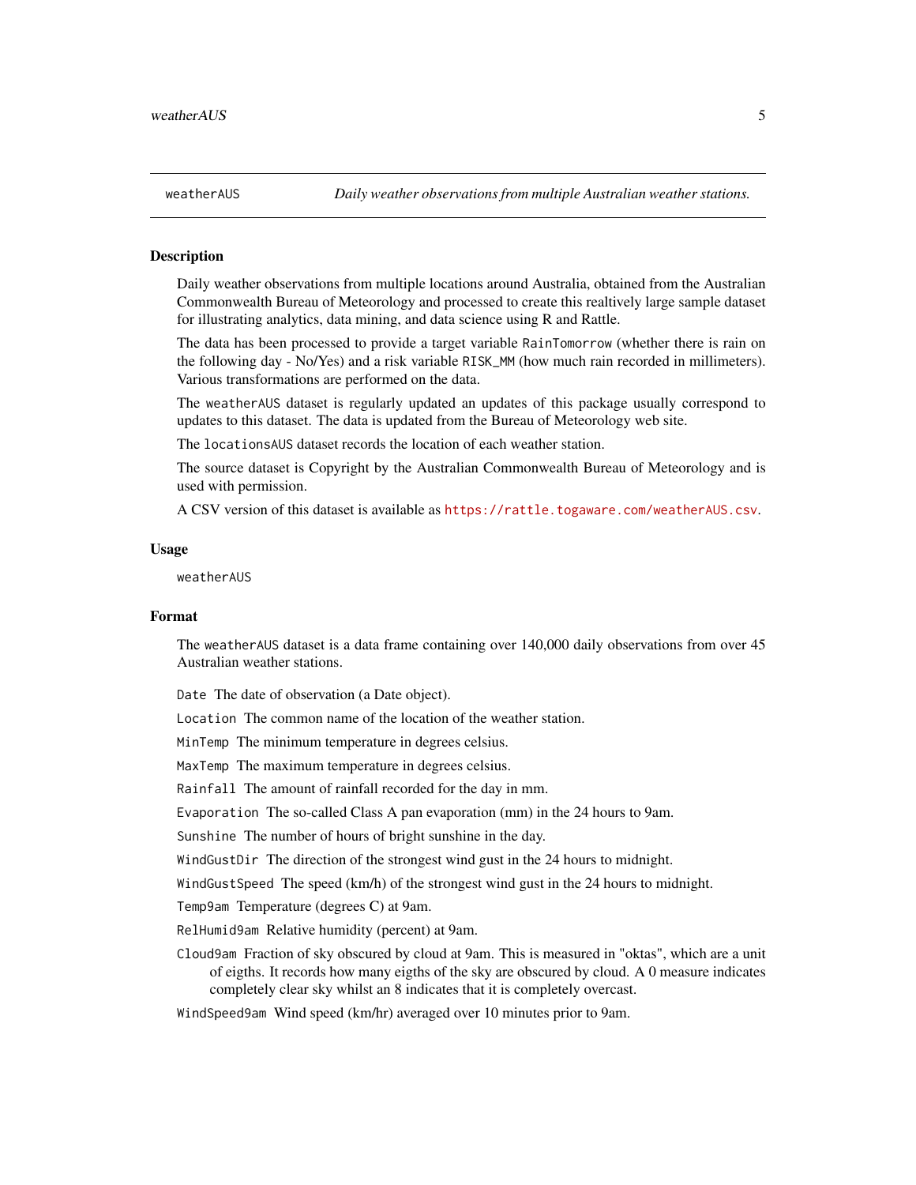weatherAUS    *Daily weather observations from multiple Australian weather stations.*

## Description

Daily weather observations from multiple locations around Australia, obtained from the Australian Commonwealth Bureau of Meteorology and processed to create this realtively large sample dataset for illustrating analytics, data mining, and data science using R and Rattle.

The data has been processed to provide a target variable `RainTomorrow` (whether there is rain on the following day - No/Yes) and a risk variable `RISK_MM` (how much rain recorded in millimeters). Various transformations are performed on the data.

The `weatherAUS` dataset is regularly updated an updates of this package usually correspond to updates to this dataset. The data is updated from the Bureau of Meteorology web site.

The `locationsAUS` dataset records the location of each weather station.

The source dataset is Copyright by the Australian Commonwealth Bureau of Meteorology and is used with permission.

A CSV version of this dataset is available as https://rattle.togaware.com/weatherAUS.csv.

## Usage

```
weatherAUS
```

## Format

The `weatherAUS` dataset is a data frame containing over 140,000 daily observations from over 45 Australian weather stations.

`Date` The date of observation (a Date object).

`Location` The common name of the location of the weather station.

`MinTemp` The minimum temperature in degrees celsius.

`MaxTemp` The maximum temperature in degrees celsius.

`Rainfall` The amount of rainfall recorded for the day in mm.

`Evaporation` The so-called Class A pan evaporation (mm) in the 24 hours to 9am.

`Sunshine` The number of hours of bright sunshine in the day.

`WindGustDir` The direction of the strongest wind gust in the 24 hours to midnight.

`WindGustSpeed` The speed (km/h) of the strongest wind gust in the 24 hours to midnight.

`Temp9am` Temperature (degrees C) at 9am.

`RelHumid9am` Relative humidity (percent) at 9am.

`Cloud9am` Fraction of sky obscured by cloud at 9am. This is measured in "oktas", which are a unit of eigths. It records how many eigths of the sky are obscured by cloud. A 0 measure indicates completely clear sky whilst an 8 indicates that it is completely overcast.

`WindSpeed9am` Wind speed (km/hr) averaged over 10 minutes prior to 9am.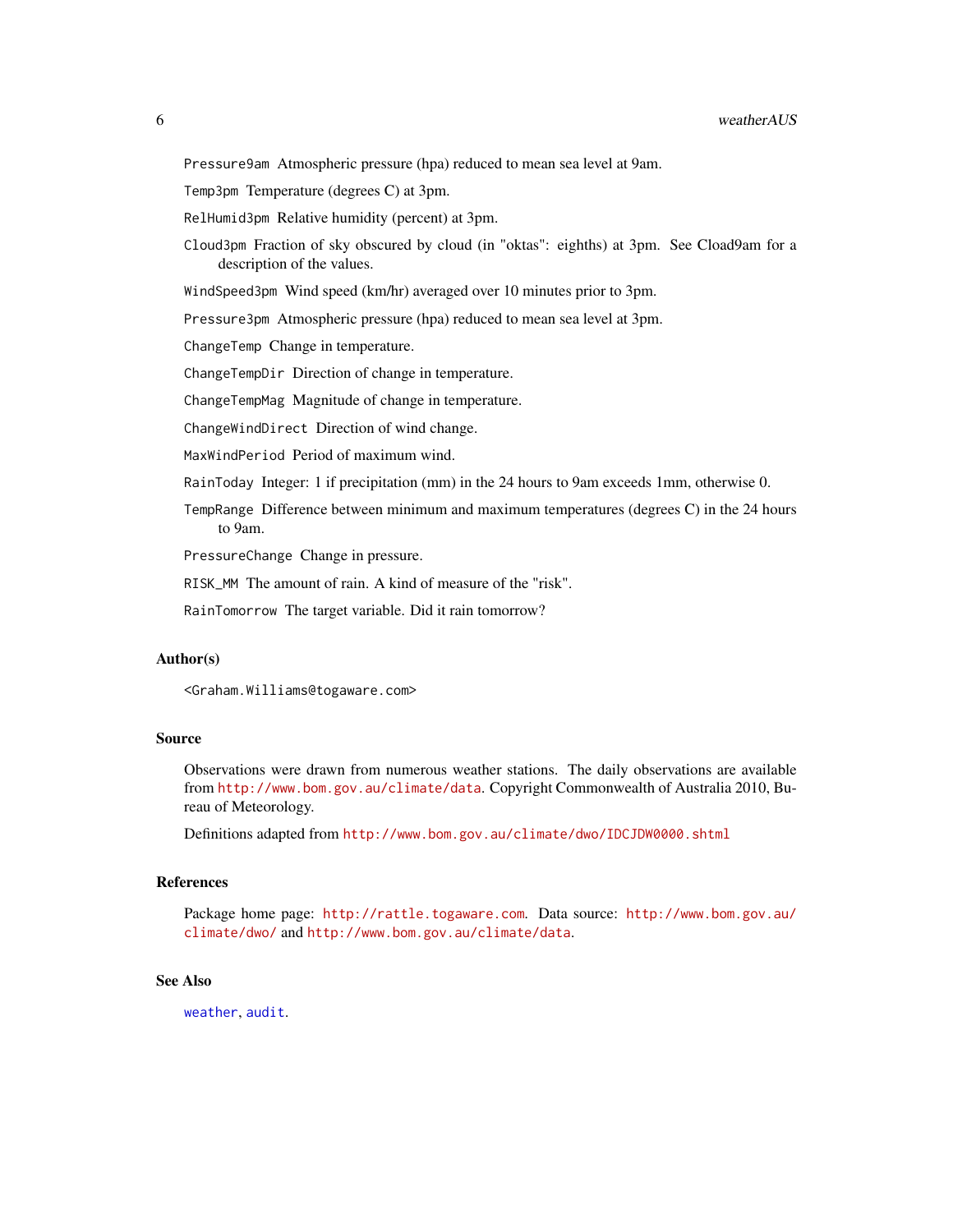`Pressure9am` Atmospheric pressure (hpa) reduced to mean sea level at 9am.

`Temp3pm` Temperature (degrees C) at 3pm.

`RelHumid3pm` Relative humidity (percent) at 3pm.

`Cloud3pm` Fraction of sky obscured by cloud (in "oktas": eighths) at 3pm. See Cload9am for a description of the values.

`WindSpeed3pm` Wind speed (km/hr) averaged over 10 minutes prior to 3pm.

`Pressure3pm` Atmospheric pressure (hpa) reduced to mean sea level at 3pm.

`ChangeTemp` Change in temperature.

`ChangeTempDir` Direction of change in temperature.

`ChangeTempMag` Magnitude of change in temperature.

`ChangeWindDirect` Direction of wind change.

`MaxWindPeriod` Period of maximum wind.

`RainToday` Integer: 1 if precipitation (mm) in the 24 hours to 9am exceeds 1mm, otherwise 0.

`TempRange` Difference between minimum and maximum temperatures (degrees C) in the 24 hours to 9am.

`PressureChange` Change in pressure.

`RISK_MM` The amount of rain. A kind of measure of the "risk".

`RainTomorrow` The target variable. Did it rain tomorrow?

## Author(s)

<Graham.Williams@togaware.com>

## Source

Observations were drawn from numerous weather stations. The daily observations are available from http://www.bom.gov.au/climate/data. Copyright Commonwealth of Australia 2010, Bureau of Meteorology.

Definitions adapted from http://www.bom.gov.au/climate/dwo/IDCJDW0000.shtml

## References

Package home page: http://rattle.togaware.com. Data source: http://www.bom.gov.au/climate/dwo/ and http://www.bom.gov.au/climate/data.

## See Also

weather, audit.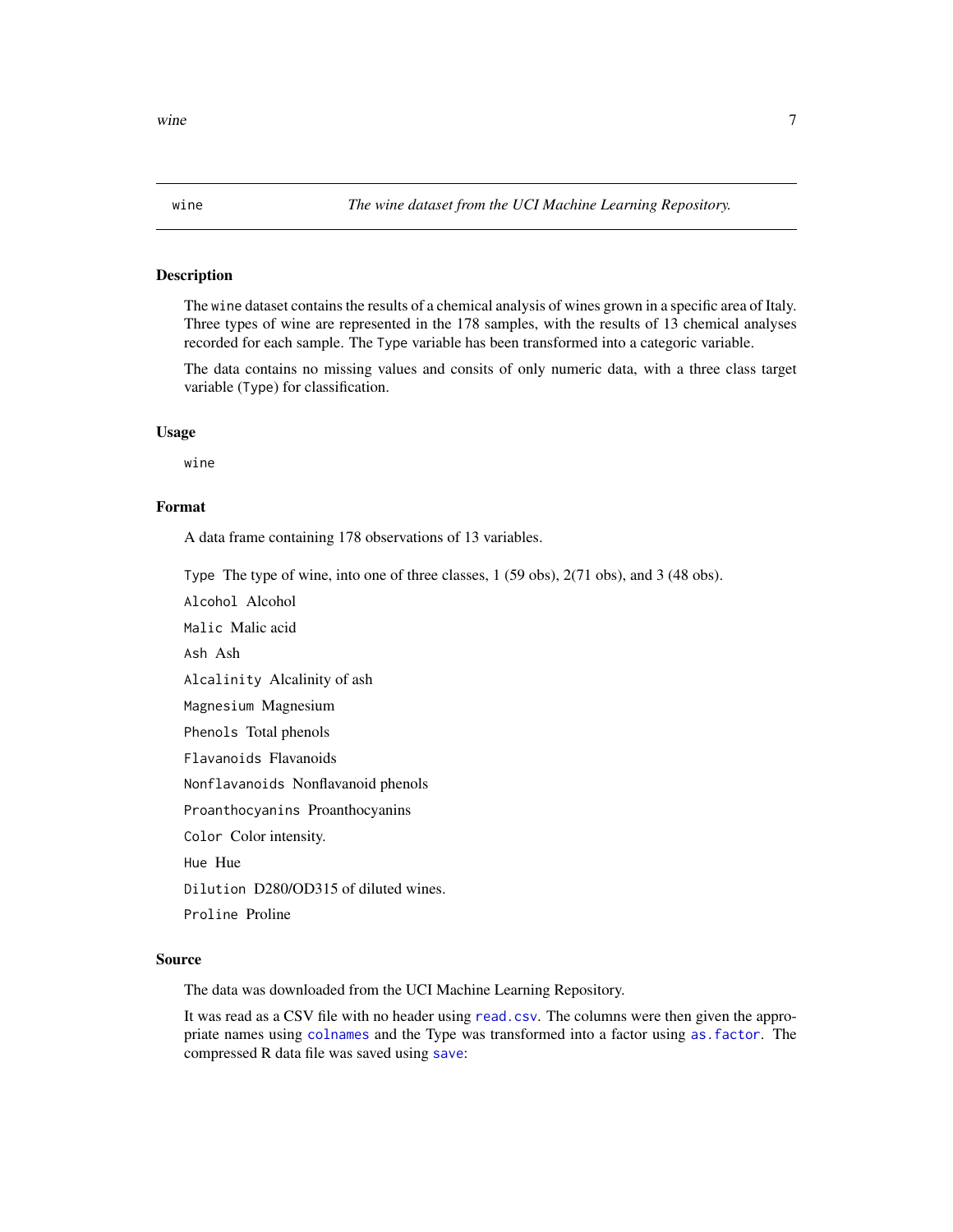wine — *The wine dataset from the UCI Machine Learning Repository.*

### Description

The `wine` dataset contains the results of a chemical analysis of wines grown in a specific area of Italy. Three types of wine are represented in the 178 samples, with the results of 13 chemical analyses recorded for each sample. The `Type` variable has been transformed into a categoric variable.

The data contains no missing values and consits of only numeric data, with a three class target variable (`Type`) for classification.

### Usage

```
wine
```

### Format

A data frame containing 178 observations of 13 variables.

- `Type` The type of wine, into one of three classes, 1 (59 obs), 2(71 obs), and 3 (48 obs).
- `Alcohol` Alcohol
- `Malic` Malic acid
- `Ash` Ash
- `Alcalinity` Alcalinity of ash
- `Magnesium` Magnesium
- `Phenols` Total phenols
- `Flavanoids` Flavanoids
- `Nonflavanoids` Nonflavanoid phenols
- `Proanthocyanins` Proanthocyanins
- `Color` Color intensity.
- `Hue` Hue
- `Dilution` D280/OD315 of diluted wines.
- `Proline` Proline

### Source

The data was downloaded from the UCI Machine Learning Repository.

It was read as a CSV file with no header using `read.csv`. The columns were then given the appropriate names using `colnames` and the Type was transformed into a factor using `as.factor`. The compressed R data file was saved using `save`: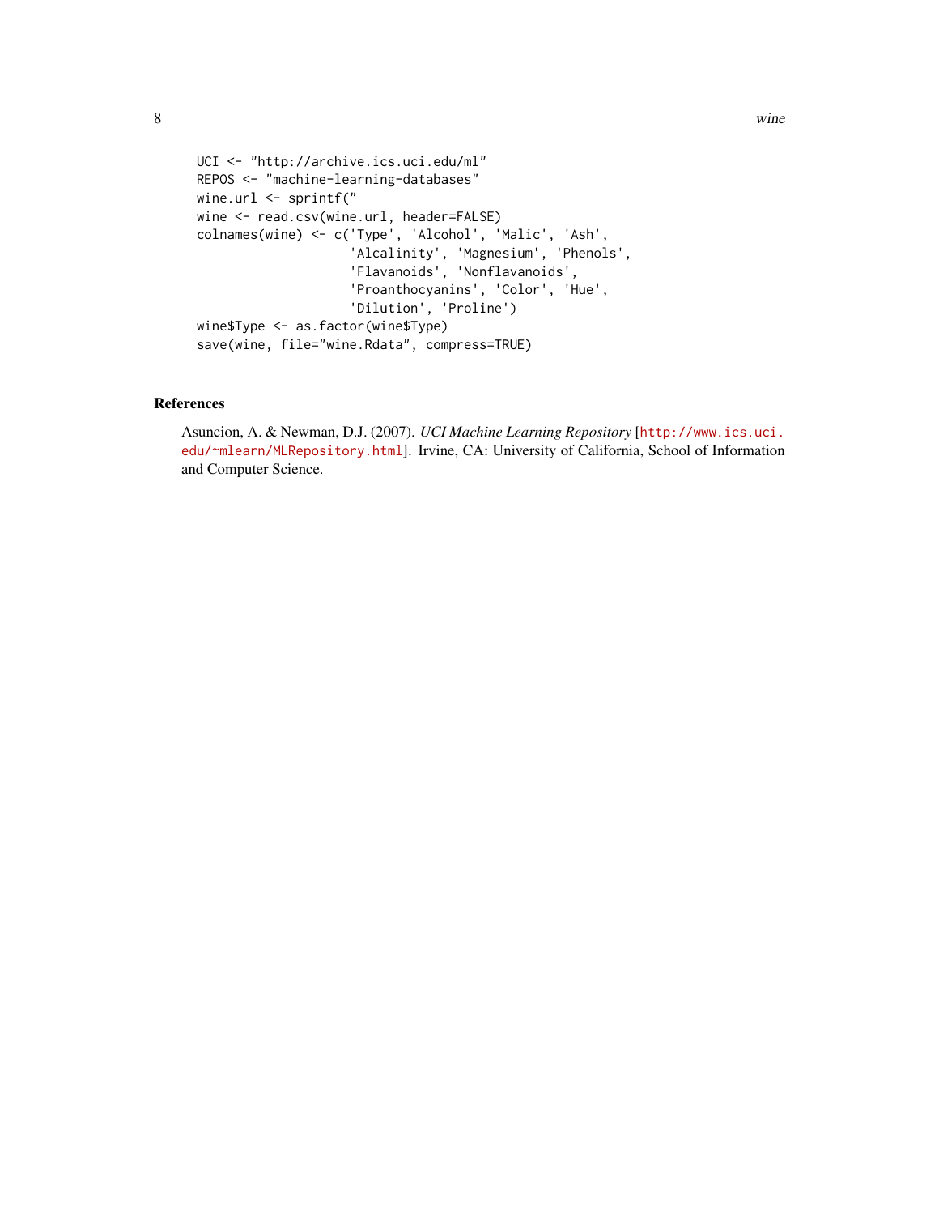```
UCI <- "http://archive.ics.uci.edu/ml"
REPOS <- "machine-learning-databases"
wine.url <- sprintf("
wine <- read.csv(wine.url, header=FALSE)
colnames(wine) <- c('Type', 'Alcohol', 'Malic', 'Ash',
                    'Alcalinity', 'Magnesium', 'Phenols',
                    'Flavanoids', 'Nonflavanoids',
                    'Proanthocyanins', 'Color', 'Hue',
                    'Dilution', 'Proline')
wine$Type <- as.factor(wine$Type)
save(wine, file="wine.Rdata", compress=TRUE)
```

## References

Asuncion, A. & Newman, D.J. (2007). *UCI Machine Learning Repository* [http://www.ics.uci.edu/~mlearn/MLRepository.html]. Irvine, CA: University of California, School of Information and Computer Science.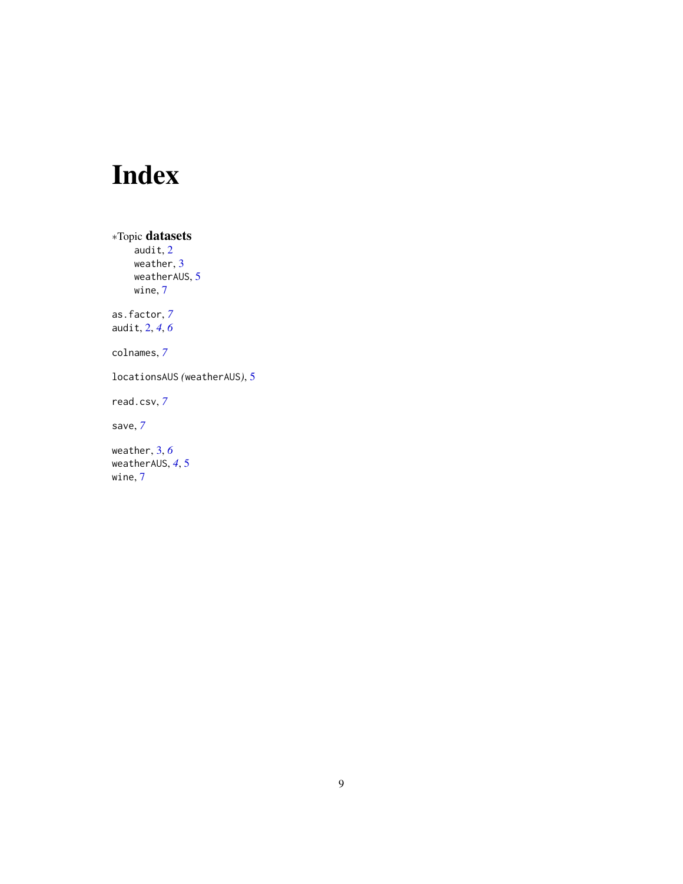# Index

*Topic **datasets**
- audit, 2
- weather, 3
- weatherAUS, 5
- wine, 7

as.factor, *7*
audit, 2, *4*, *6*

colnames, *7*

locationsAUS *(*weatherAUS*)*, 5

read.csv, *7*

save, *7*

weather, 3, *6*
weatherAUS, *4*, 5
wine, 7